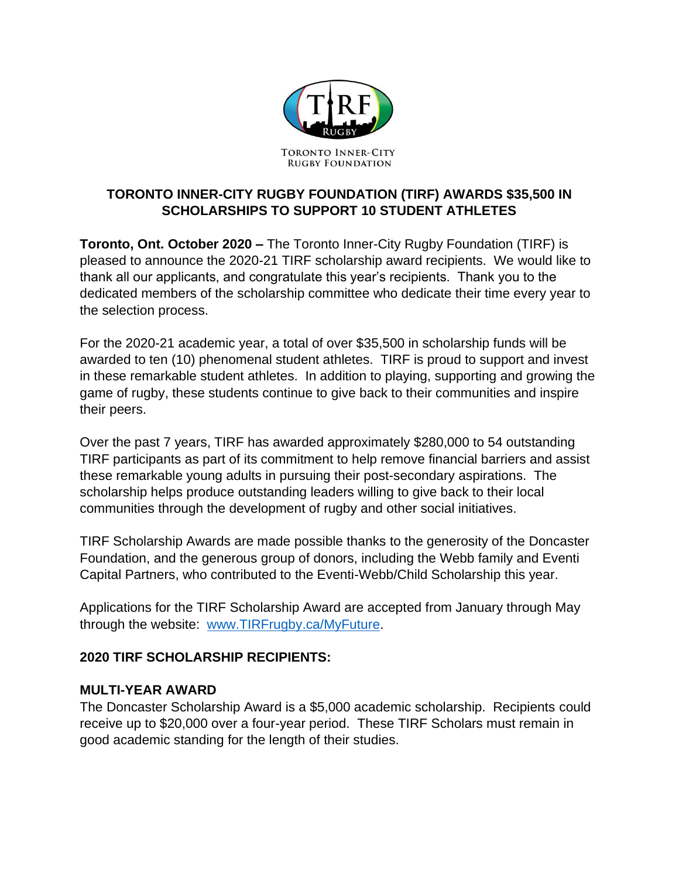TORONTO INNER-CITY RUGBY FOUNDATION

# TORONTO INNER-CITY RUGBY FOUNDATION (TIRF) AWARDS $35,500 IN SCHOLARSHIPS TO SUPPORT 10 STUDENT ATHLETES

**Toronto, Ont. October 2020 –** The Toronto Inner-City Rugby Foundation (TIRF) is pleased to announce the 2020-21 TIRF scholarship award recipients. We would like to thank all our applicants, and congratulate this year's recipients. Thank you to the dedicated members of the scholarship committee who dedicate their time every year to the selection process.

For the 2020-21 academic year, a total of over $35,500 in scholarship funds will be awarded to ten (10) phenomenal student athletes. TIRF is proud to support and invest in these remarkable student athletes. In addition to playing, supporting and growing the game of rugby, these students continue to give back to their communities and inspire their peers.

Over the past 7 years, TIRF has awarded approximately $280,000 to 54 outstanding TIRF participants as part of its commitment to help remove financial barriers and assist these remarkable young adults in pursuing their post-secondary aspirations. The scholarship helps produce outstanding leaders willing to give back to their local communities through the development of rugby and other social initiatives.

TIRF Scholarship Awards are made possible thanks to the generosity of the Doncaster Foundation, and the generous group of donors, including the Webb family and Eventi Capital Partners, who contributed to the Eventi-Webb/Child Scholarship this year.

Applications for the TIRF Scholarship Award are accepted from January through May through the website: [www.TIRFrugby.ca/MyFuture](www.TIRFrugby.ca/MyFuture).

## 2020 TIRF SCHOLARSHIP RECIPIENTS:

### MULTI-YEAR AWARD

The Doncaster Scholarship Award is a $5,000 academic scholarship. Recipients could receive up to $20,000 over a four-year period. These TIRF Scholars must remain in good academic standing for the length of their studies.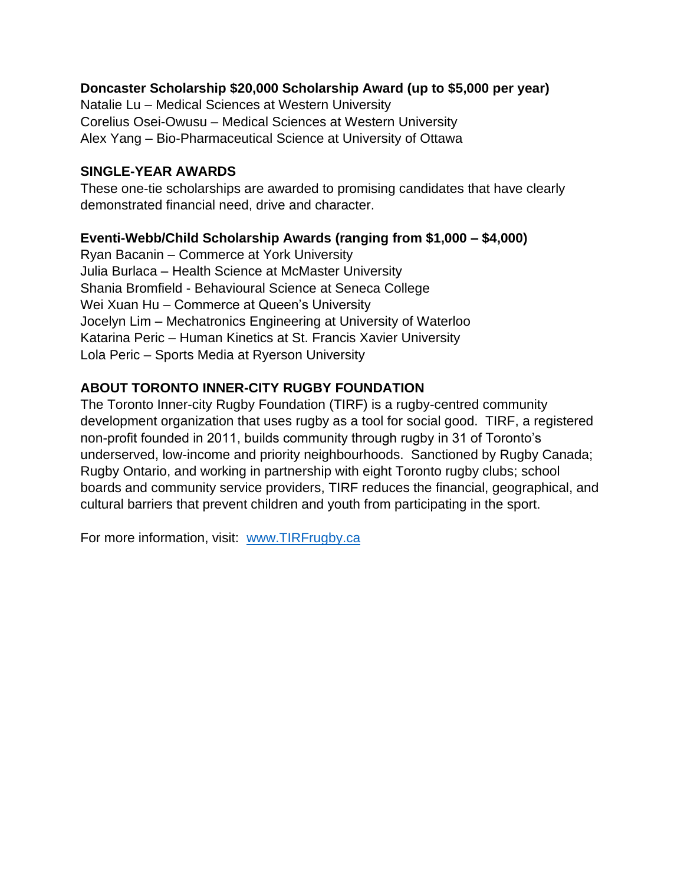**Doncaster Scholarship $20,000 Scholarship Award (up to $5,000 per year)**
Natalie Lu – Medical Sciences at Western University
Corelius Osei-Owusu – Medical Sciences at Western University
Alex Yang – Bio-Pharmaceutical Science at University of Ottawa

## SINGLE-YEAR AWARDS

These one-tie scholarships are awarded to promising candidates that have clearly demonstrated financial need, drive and character.

**Eventi-Webb/Child Scholarship Awards (ranging from $1,000 – $4,000)**
Ryan Bacanin – Commerce at York University
Julia Burlaca – Health Science at McMaster University
Shania Bromfield - Behavioural Science at Seneca College
Wei Xuan Hu – Commerce at Queen's University
Jocelyn Lim – Mechatronics Engineering at University of Waterloo
Katarina Peric – Human Kinetics at St. Francis Xavier University
Lola Peric – Sports Media at Ryerson University

## ABOUT TORONTO INNER-CITY RUGBY FOUNDATION

The Toronto Inner-city Rugby Foundation (TIRF) is a rugby-centred community development organization that uses rugby as a tool for social good. TIRF, a registered non-profit founded in 2011, builds community through rugby in 31 of Toronto's underserved, low-income and priority neighbourhoods. Sanctioned by Rugby Canada; Rugby Ontario, and working in partnership with eight Toronto rugby clubs; school boards and community service providers, TIRF reduces the financial, geographical, and cultural barriers that prevent children and youth from participating in the sport.

For more information, visit: [www.TIRFrugby.ca](http://www.TIRFrugby.ca)